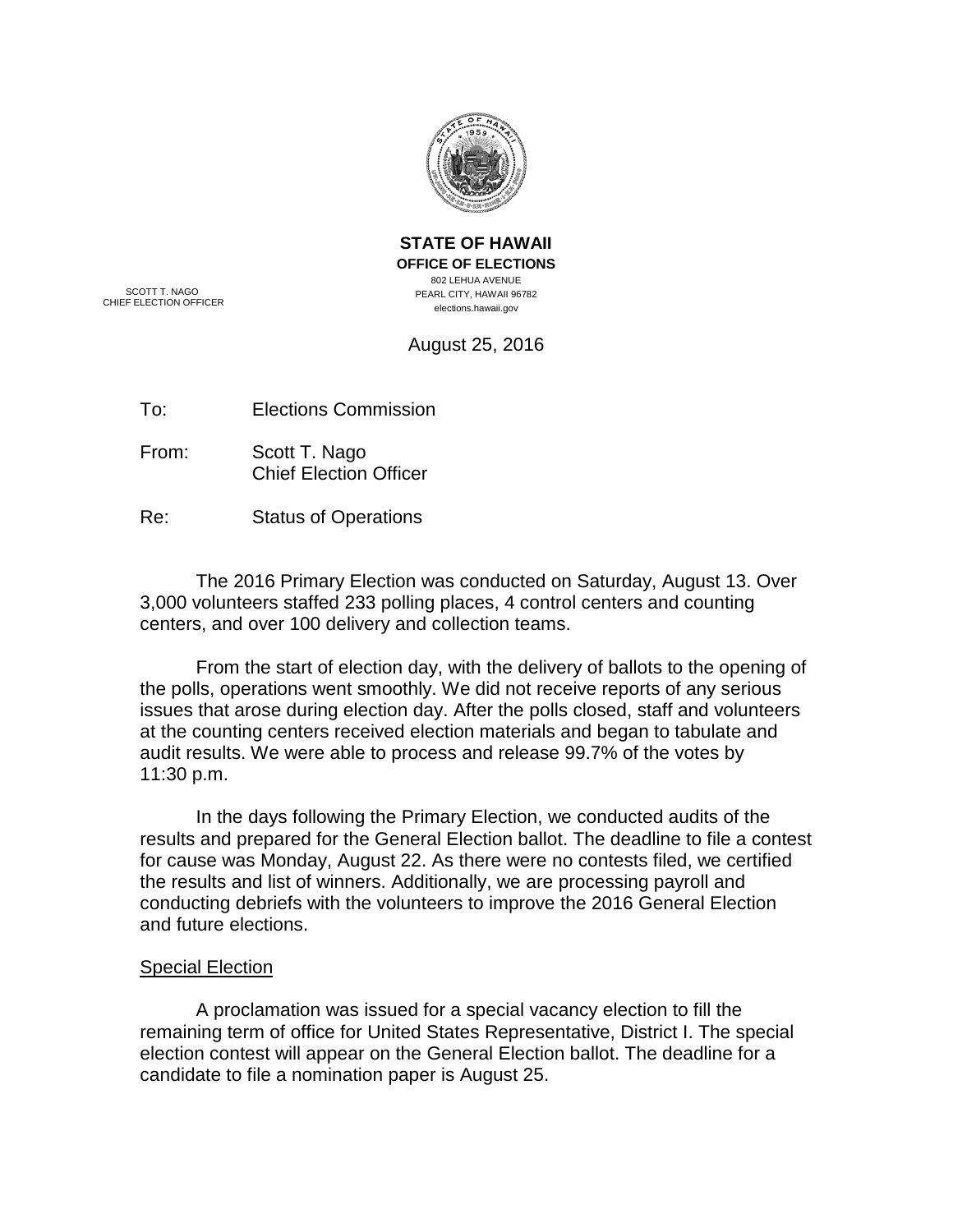**STATE OF HAWAII**
**OFFICE OF ELECTIONS**
802 LEHUA AVENUE
PEARL CITY, HAWAII 96782
elections.hawaii.gov

SCOTT T. NAGO
CHIEF ELECTION OFFICER

August 25, 2016

To: Elections Commission

From: Scott T. Nago
Chief Election Officer

Re: Status of Operations

The 2016 Primary Election was conducted on Saturday, August 13. Over 3,000 volunteers staffed 233 polling places, 4 control centers and counting centers, and over 100 delivery and collection teams.

From the start of election day, with the delivery of ballots to the opening of the polls, operations went smoothly. We did not receive reports of any serious issues that arose during election day. After the polls closed, staff and volunteers at the counting centers received election materials and began to tabulate and audit results. We were able to process and release 99.7% of the votes by 11:30 p.m.

In the days following the Primary Election, we conducted audits of the results and prepared for the General Election ballot. The deadline to file a contest for cause was Monday, August 22. As there were no contests filed, we certified the results and list of winners. Additionally, we are processing payroll and conducting debriefs with the volunteers to improve the 2016 General Election and future elections.

## Special Election

A proclamation was issued for a special vacancy election to fill the remaining term of office for United States Representative, District I. The special election contest will appear on the General Election ballot. The deadline for a candidate to file a nomination paper is August 25.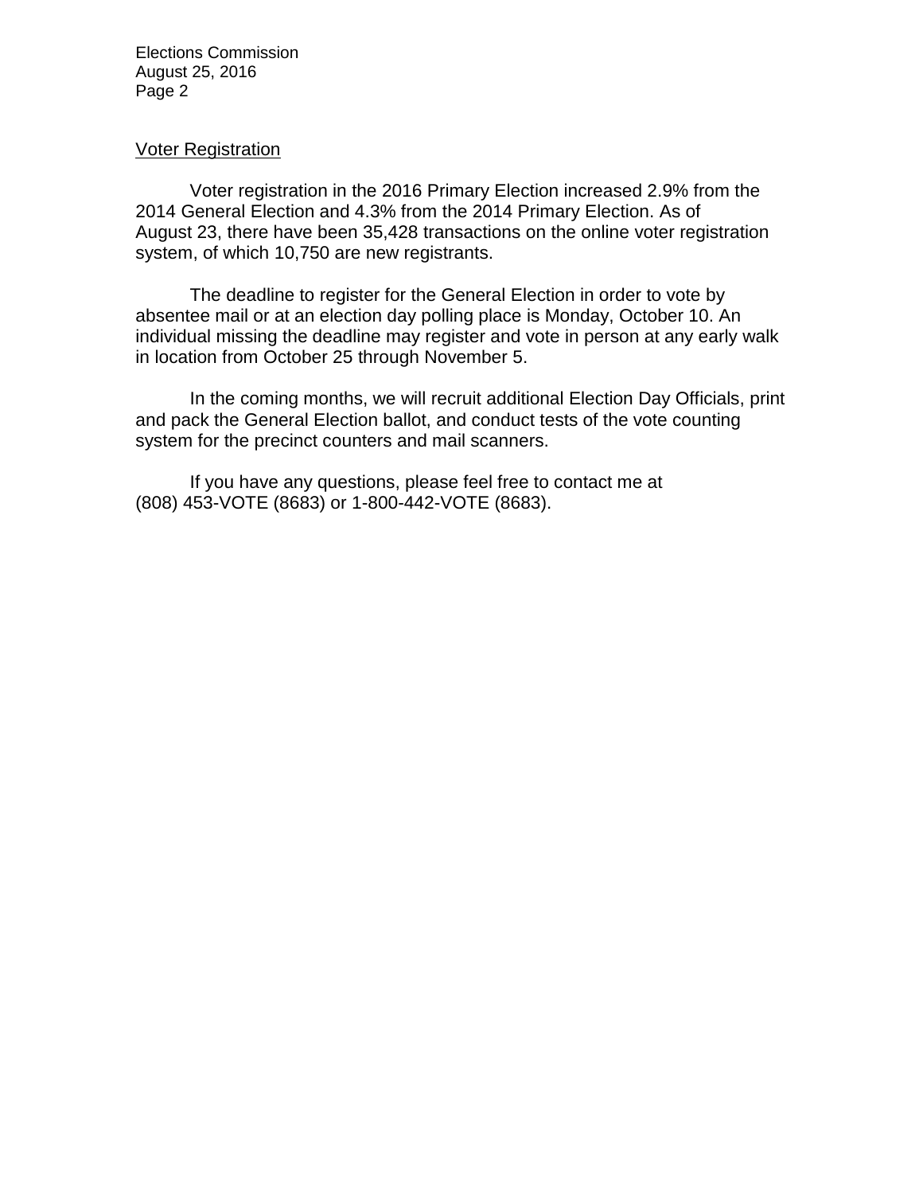<u>Voter Registration</u>

Voter registration in the 2016 Primary Election increased 2.9% from the 2014 General Election and 4.3% from the 2014 Primary Election. As of August 23, there have been 35,428 transactions on the online voter registration system, of which 10,750 are new registrants.

The deadline to register for the General Election in order to vote by absentee mail or at an election day polling place is Monday, October 10. An individual missing the deadline may register and vote in person at any early walk in location from October 25 through November 5.

In the coming months, we will recruit additional Election Day Officials, print and pack the General Election ballot, and conduct tests of the vote counting system for the precinct counters and mail scanners.

If you have any questions, please feel free to contact me at (808) 453-VOTE (8683) or 1-800-442-VOTE (8683).